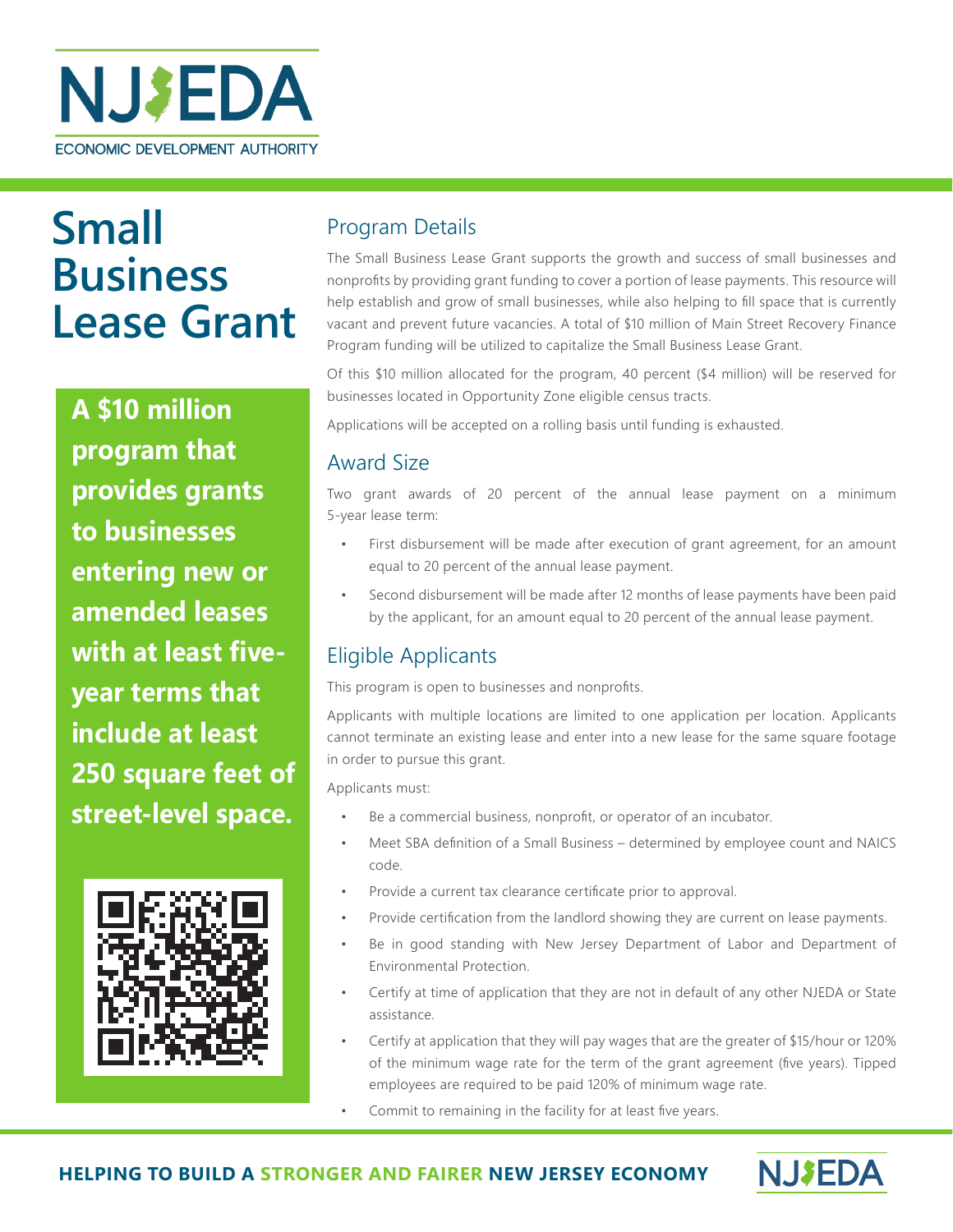NJEDA

ECONOMIC DEVELOPMENT AUTHORITY

# Small Business Lease Grant

**A $10 million program that provides grants to businesses entering new or amended leases with at least five-year terms that include at least 250 square feet of street-level space.**

## Program Details

The Small Business Lease Grant supports the growth and success of small businesses and nonprofits by providing grant funding to cover a portion of lease payments. This resource will help establish and grow of small businesses, while also helping to fill space that is currently vacant and prevent future vacancies. A total of $10 million of Main Street Recovery Finance Program funding will be utilized to capitalize the Small Business Lease Grant.

Of this $10 million allocated for the program, 40 percent ($4 million) will be reserved for businesses located in Opportunity Zone eligible census tracts.

Applications will be accepted on a rolling basis until funding is exhausted.

## Award Size

Two grant awards of 20 percent of the annual lease payment on a minimum 5-year lease term:

- First disbursement will be made after execution of grant agreement, for an amount equal to 20 percent of the annual lease payment.
- Second disbursement will be made after 12 months of lease payments have been paid by the applicant, for an amount equal to 20 percent of the annual lease payment.

## Eligible Applicants

This program is open to businesses and nonprofits.

Applicants with multiple locations are limited to one application per location. Applicants cannot terminate an existing lease and enter into a new lease for the same square footage in order to pursue this grant.

Applicants must:

- Be a commercial business, nonprofit, or operator of an incubator.
- Meet SBA definition of a Small Business – determined by employee count and NAICS code.
- Provide a current tax clearance certificate prior to approval.
- Provide certification from the landlord showing they are current on lease payments.
- Be in good standing with New Jersey Department of Labor and Department of Environmental Protection.
- Certify at time of application that they are not in default of any other NJEDA or State assistance.
- Certify at application that they will pay wages that are the greater of $15/hour or 120% of the minimum wage rate for the term of the grant agreement (five years). Tipped employees are required to be paid 120% of minimum wage rate.
- Commit to remaining in the facility for at least five years.

**HELPING TO BUILD A STRONGER AND FAIRER NEW JERSEY ECONOMY**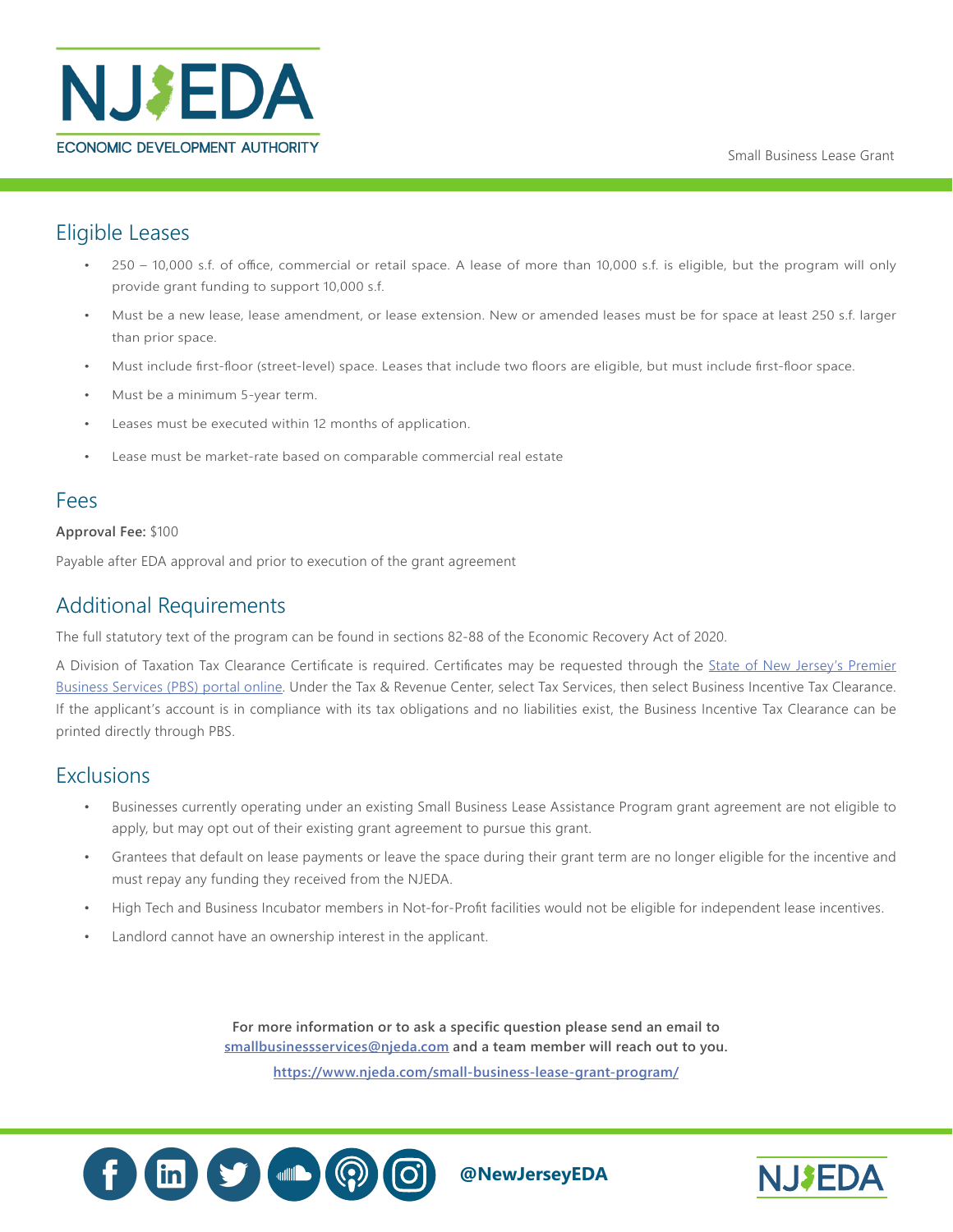## Eligible Leases

- 250 – 10,000 s.f. of office, commercial or retail space. A lease of more than 10,000 s.f. is eligible, but the program will only provide grant funding to support 10,000 s.f.
- Must be a new lease, lease amendment, or lease extension. New or amended leases must be for space at least 250 s.f. larger than prior space.
- Must include first-floor (street-level) space. Leases that include two floors are eligible, but must include first-floor space.
- Must be a minimum 5-year term.
- Leases must be executed within 12 months of application.
- Lease must be market-rate based on comparable commercial real estate

## Fees

**Approval Fee:** $100

Payable after EDA approval and prior to execution of the grant agreement

## Additional Requirements

The full statutory text of the program can be found in sections 82-88 of the Economic Recovery Act of 2020.

A Division of Taxation Tax Clearance Certificate is required. Certificates may be requested through the State of New Jersey's Premier Business Services (PBS) portal online. Under the Tax & Revenue Center, select Tax Services, then select Business Incentive Tax Clearance. If the applicant's account is in compliance with its tax obligations and no liabilities exist, the Business Incentive Tax Clearance can be printed directly through PBS.

## Exclusions

- Businesses currently operating under an existing Small Business Lease Assistance Program grant agreement are not eligible to apply, but may opt out of their existing grant agreement to pursue this grant.
- Grantees that default on lease payments or leave the space during their grant term are no longer eligible for the incentive and must repay any funding they received from the NJEDA.
- High Tech and Business Incubator members in Not-for-Profit facilities would not be eligible for independent lease incentives.
- Landlord cannot have an ownership interest in the applicant.

**For more information or to ask a specific question please send an email to smallbusinessservices@njeda.com and a team member will reach out to you.**

**https://www.njeda.com/small-business-lease-grant-program/**

**@NewJerseyEDA**